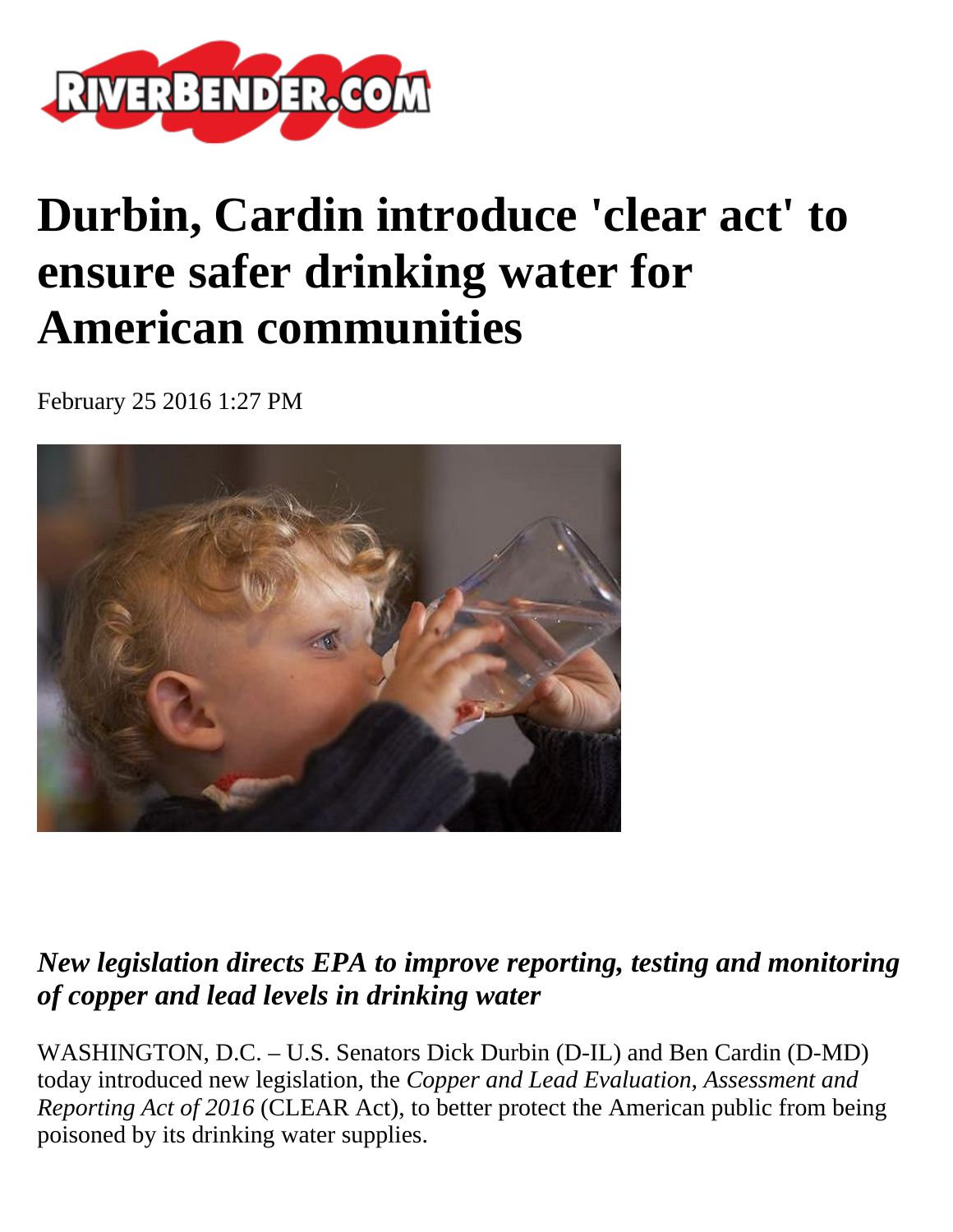RIVERBENDER.COM

# Durbin, Cardin introduce 'clear act' to ensure safer drinking water for American communities

February 25 2016 1:27 PM

***New legislation directs EPA to improve reporting, testing and monitoring of copper and lead levels in drinking water***

WASHINGTON, D.C. – U.S. Senators Dick Durbin (D-IL) and Ben Cardin (D-MD) today introduced new legislation, the *Copper and Lead Evaluation, Assessment and Reporting Act of 2016* (CLEAR Act), to better protect the American public from being poisoned by its drinking water supplies.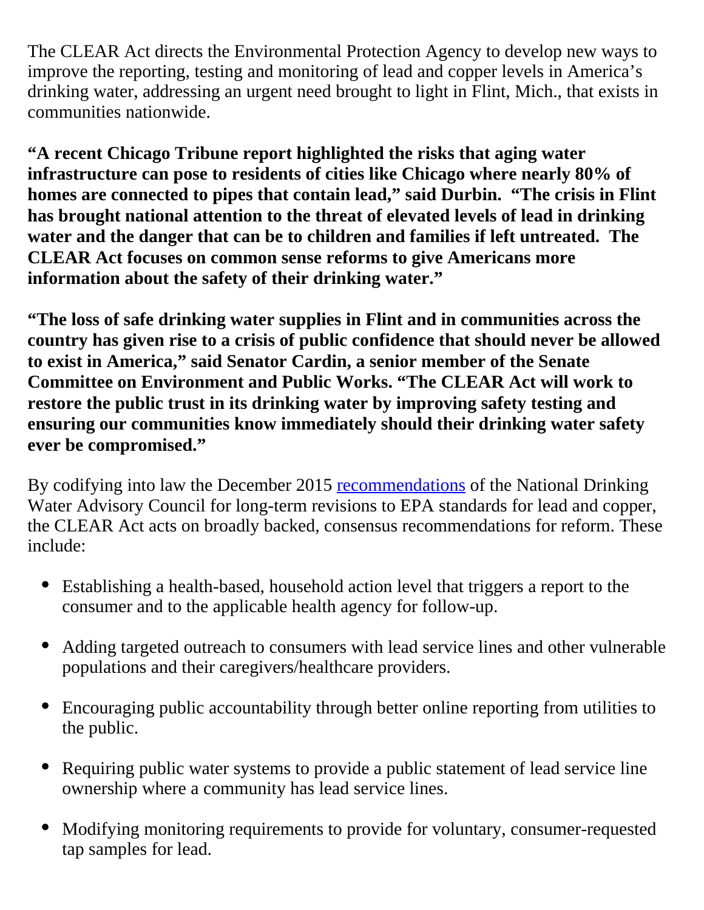The CLEAR Act directs the Environmental Protection Agency to develop new ways to improve the reporting, testing and monitoring of lead and copper levels in America's drinking water, addressing an urgent need brought to light in Flint, Mich., that exists in communities nationwide.

**"A recent Chicago Tribune report highlighted the risks that aging water infrastructure can pose to residents of cities like Chicago where nearly 80% of homes are connected to pipes that contain lead," said Durbin. "The crisis in Flint has brought national attention to the threat of elevated levels of lead in drinking water and the danger that can be to children and families if left untreated. The CLEAR Act focuses on common sense reforms to give Americans more information about the safety of their drinking water."**

**"The loss of safe drinking water supplies in Flint and in communities across the country has given rise to a crisis of public confidence that should never be allowed to exist in America," said Senator Cardin, a senior member of the Senate Committee on Environment and Public Works. "The CLEAR Act will work to restore the public trust in its drinking water by improving safety testing and ensuring our communities know immediately should their drinking water safety ever be compromised."**

By codifying into law the December 2015 recommendations of the National Drinking Water Advisory Council for long-term revisions to EPA standards for lead and copper, the CLEAR Act acts on broadly backed, consensus recommendations for reform. These include:

- Establishing a health-based, household action level that triggers a report to the consumer and to the applicable health agency for follow-up.
- Adding targeted outreach to consumers with lead service lines and other vulnerable populations and their caregivers/healthcare providers.
- Encouraging public accountability through better online reporting from utilities to the public.
- Requiring public water systems to provide a public statement of lead service line ownership where a community has lead service lines.
- Modifying monitoring requirements to provide for voluntary, consumer-requested tap samples for lead.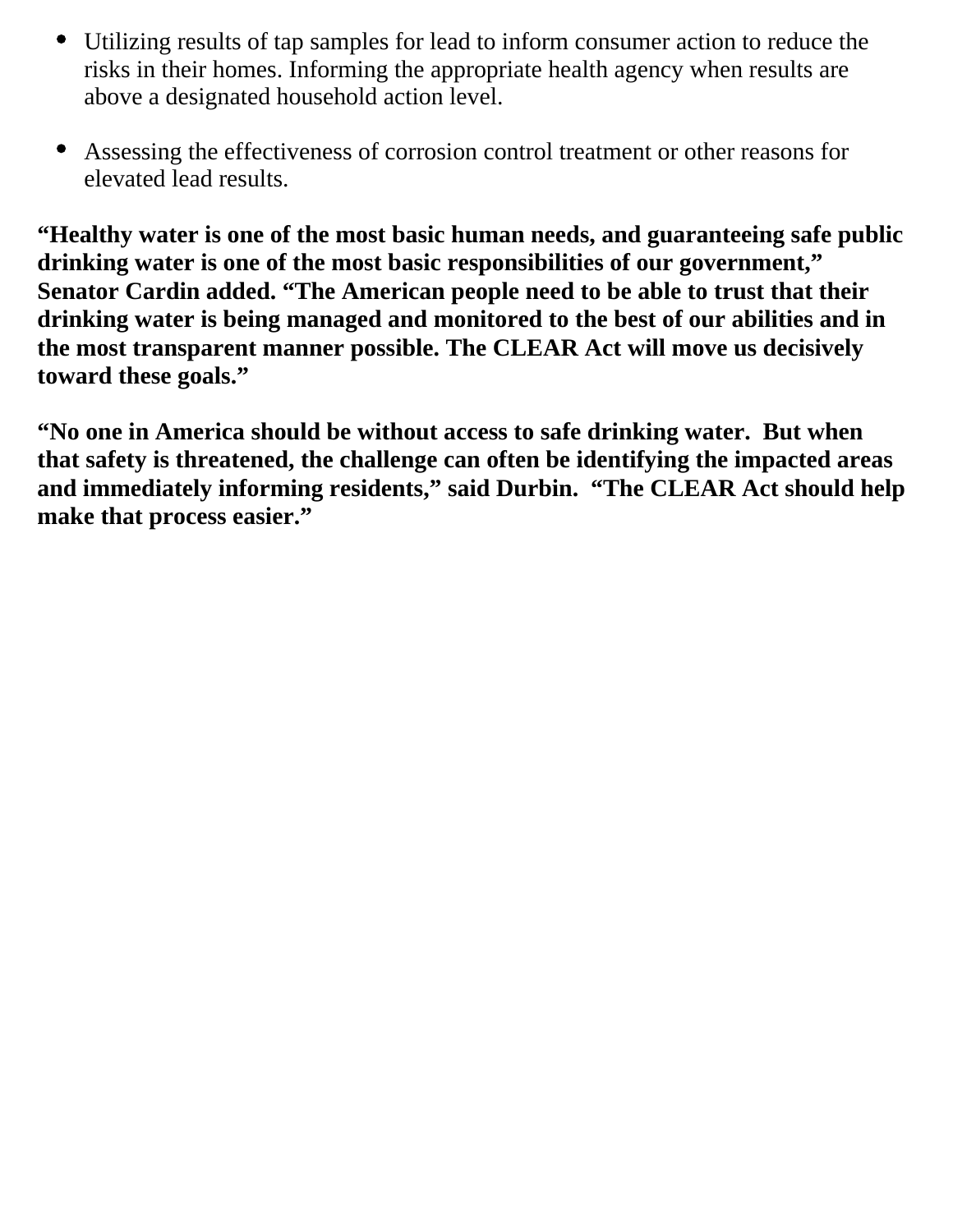- Utilizing results of tap samples for lead to inform consumer action to reduce the risks in their homes. Informing the appropriate health agency when results are above a designated household action level.

- Assessing the effectiveness of corrosion control treatment or other reasons for elevated lead results.

**“Healthy water is one of the most basic human needs, and guaranteeing safe public drinking water is one of the most basic responsibilities of our government,” Senator Cardin added. “The American people need to be able to trust that their drinking water is being managed and monitored to the best of our abilities and in the most transparent manner possible. The CLEAR Act will move us decisively toward these goals.”**

**“No one in America should be without access to safe drinking water. But when that safety is threatened, the challenge can often be identifying the impacted areas and immediately informing residents,” said Durbin. “The CLEAR Act should help make that process easier.”**